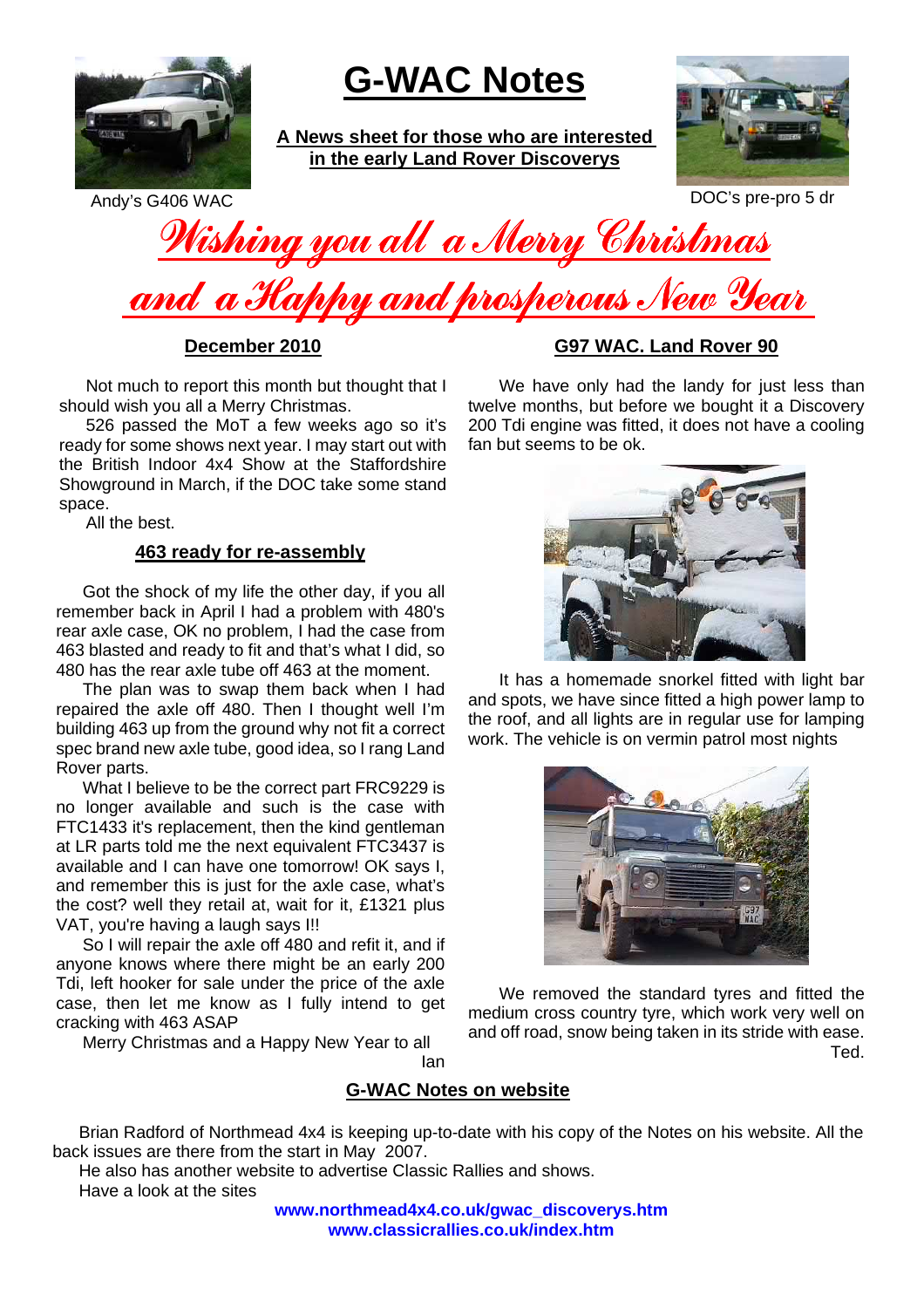Andy's G406 WAC

# G-WAC Notes

**A News sheet for those who are interested in the early Land Rover Discoverys**

DOC's pre-pro 5 dr

## *Wishing you all a Merry Christmas and a Happy and prosperous New Year*

### December 2010

Not much to report this month but thought that I should wish you all a Merry Christmas.

526 passed the MoT a few weeks ago so it's ready for some shows next year. I may start out with the British Indoor 4x4 Show at the Staffordshire Showground in March, if the DOC take some stand space.

All the best.

### 463 ready for re-assembly

Got the shock of my life the other day, if you all remember back in April I had a problem with 480's rear axle case, OK no problem, I had the case from 463 blasted and ready to fit and that's what I did, so 480 has the rear axle tube off 463 at the moment.

The plan was to swap them back when I had repaired the axle off 480. Then I thought well I'm building 463 up from the ground why not fit a correct spec brand new axle tube, good idea, so I rang Land Rover parts.

What I believe to be the correct part FRC9229 is no longer available and such is the case with FTC1433 it's replacement, then the kind gentleman at LR parts told me the next equivalent FTC3437 is available and I can have one tomorrow! OK says I, and remember this is just for the axle case, what's the cost? well they retail at, wait for it, £1321 plus VAT, you're having a laugh says I!!

So I will repair the axle off 480 and refit it, and if anyone knows where there might be an early 200 Tdi, left hooker for sale under the price of the axle case, then let me know as I fully intend to get cracking with 463 ASAP

Merry Christmas and a Happy New Year to all

Ian

### G97 WAC. Land Rover 90

We have only had the landy for just less than twelve months, but before we bought it a Discovery 200 Tdi engine was fitted, it does not have a cooling fan but seems to be ok.

It has a homemade snorkel fitted with light bar and spots, we have since fitted a high power lamp to the roof, and all lights are in regular use for lamping work. The vehicle is on vermin patrol most nights

We removed the standard tyres and fitted the medium cross country tyre, which work very well on and off road, snow being taken in its stride with ease.

Ted.

### G-WAC Notes on website

Brian Radford of Northmead 4x4 is keeping up-to-date with his copy of the Notes on his website. All the back issues are there from the start in May 2007.

He also has another website to advertise Classic Rallies and shows.

Have a look at the sites

**www.northmead4x4.co.uk/gwac_discoverys.htm**
**www.classicrallies.co.uk/index.htm**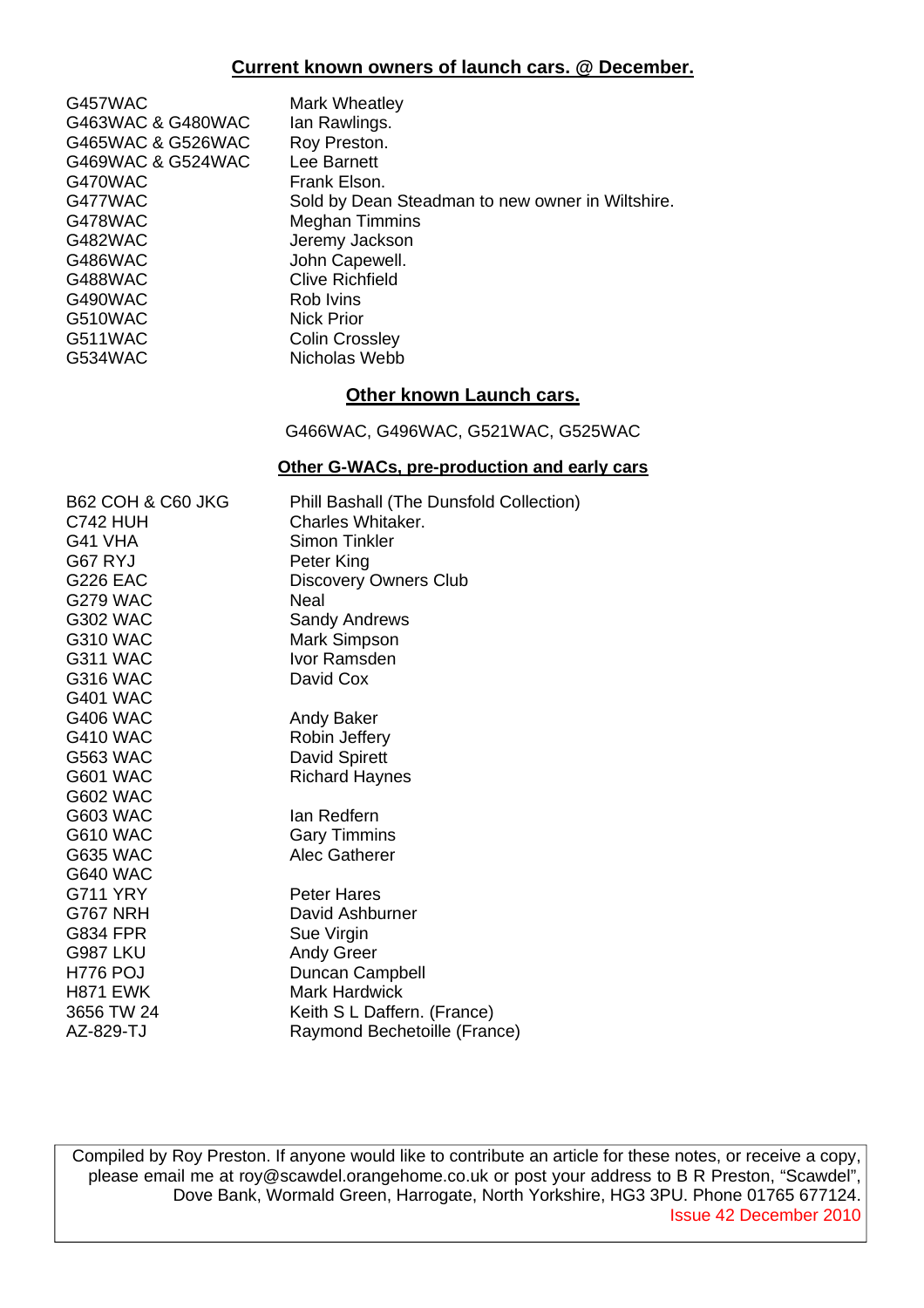## **Current known owners of launch cars. @ December.**

| | |
|---|---|
| G457WAC | Mark Wheatley |
| G463WAC & G480WAC | Ian Rawlings. |
| G465WAC & G526WAC | Roy Preston. |
| G469WAC & G524WAC | Lee Barnett |
| G470WAC | Frank Elson. |
| G477WAC | Sold by Dean Steadman to new owner in Wiltshire. |
| G478WAC | Meghan Timmins |
| G482WAC | Jeremy Jackson |
| G486WAC | John Capewell. |
| G488WAC | Clive Richfield |
| G490WAC | Rob Ivins |
| G510WAC | Nick Prior |
| G511WAC | Colin Crossley |
| G534WAC | Nicholas Webb |

## **Other known Launch cars.**

G466WAC, G496WAC, G521WAC, G525WAC

### **Other G-WACs, pre-production and early cars**

| | |
|---|---|
| B62 COH & C60 JKG | Phill Bashall (The Dunsfold Collection) |
| C742 HUH | Charles Whitaker. |
| G41 VHA | Simon Tinkler |
| G67 RYJ | Peter King |
| G226 EAC | Discovery Owners Club |
| G279 WAC | Neal |
| G302 WAC | Sandy Andrews |
| G310 WAC | Mark Simpson |
| G311 WAC | Ivor Ramsden |
| G316 WAC | David Cox |
| G401 WAC | |
| G406 WAC | Andy Baker |
| G410 WAC | Robin Jeffery |
| G563 WAC | David Spirett |
| G601 WAC | Richard Haynes |
| G602 WAC | |
| G603 WAC | Ian Redfern |
| G610 WAC | Gary Timmins |
| G635 WAC | Alec Gatherer |
| G640 WAC | |
| G711 YRY | Peter Hares |
| G767 NRH | David Ashburner |
| G834 FPR | Sue Virgin |
| G987 LKU | Andy Greer |
| H776 POJ | Duncan Campbell |
| H871 EWK | Mark Hardwick |
| 3656 TW 24 | Keith S L Daffern. (France) |
| AZ-829-TJ | Raymond Bechetoille (France) |

Compiled by Roy Preston. If anyone would like to contribute an article for these notes, or receive a copy, please email me at roy@scawdel.orangehome.co.uk or post your address to B R Preston, "Scawdel", Dove Bank, Wormald Green, Harrogate, North Yorkshire, HG3 3PU. Phone 01765 677124.

Issue 42 December 2010